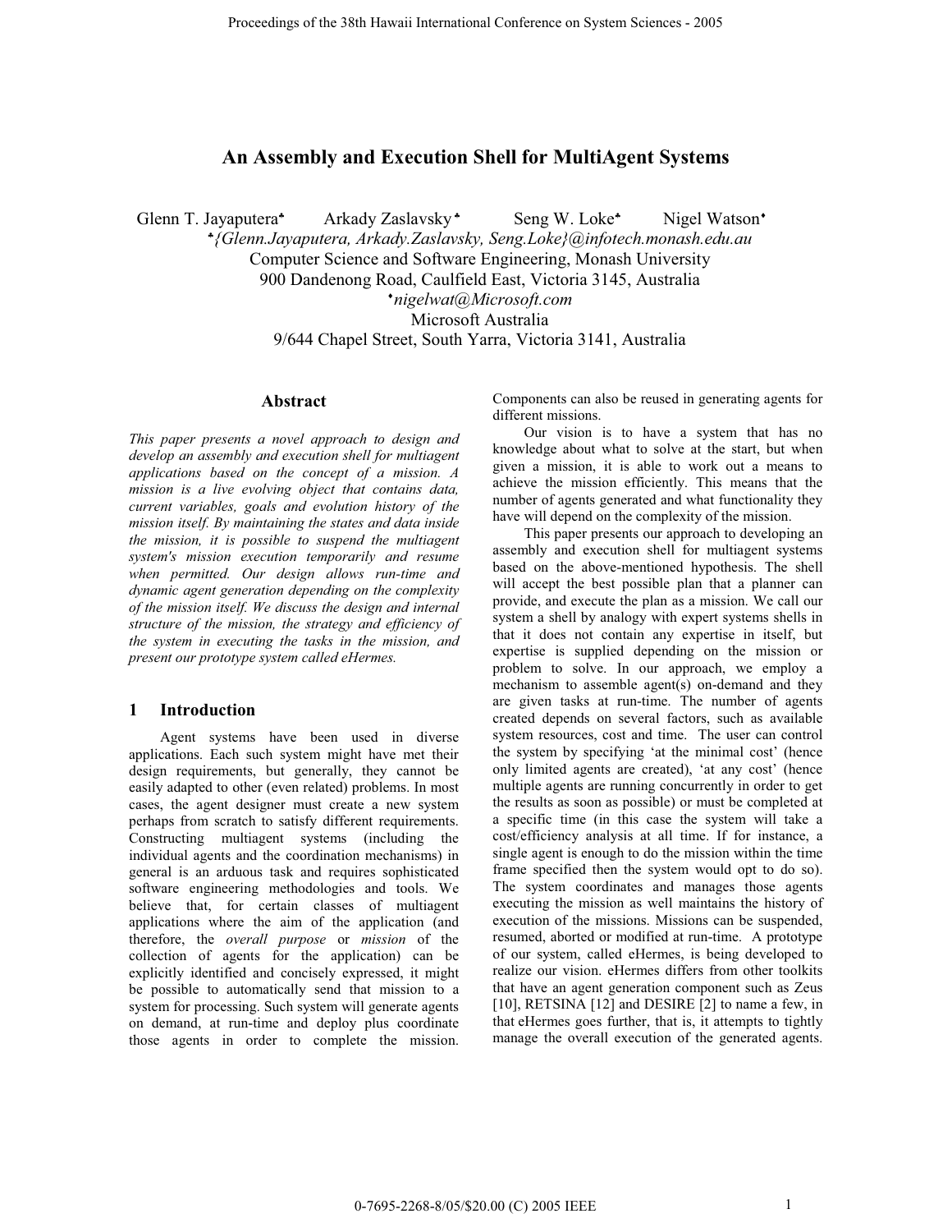# An Assembly and Execution Shell for MultiAgent Systems

Glenn T. Jayaputera[♣] Arkady Zaslavsky[♣] Seng W. Loke[♣] Nigel Watson[♦]

[♣]*{Glenn.Jayaputera, Arkady.Zaslavsky, Seng.Loke}@infotech.monash.edu.au*
Computer Science and Software Engineering, Monash University
900 Dandenong Road, Caulfield East, Victoria 3145, Australia
[♦]*nigelwat@Microsoft.com*
Microsoft Australia
9/644 Chapel Street, South Yarra, Victoria 3141, Australia

## Abstract

*This paper presents a novel approach to design and develop an assembly and execution shell for multiagent applications based on the concept of a mission. A mission is a live evolving object that contains data, current variables, goals and evolution history of the mission itself. By maintaining the states and data inside the mission, it is possible to suspend the multiagent system's mission execution temporarily and resume when permitted. Our design allows run-time and dynamic agent generation depending on the complexity of the mission itself. We discuss the design and internal structure of the mission, the strategy and efficiency of the system in executing the tasks in the mission, and present our prototype system called eHermes.*

## 1 Introduction

Agent systems have been used in diverse applications. Each such system might have met their design requirements, but generally, they cannot be easily adapted to other (even related) problems. In most cases, the agent designer must create a new system perhaps from scratch to satisfy different requirements. Constructing multiagent systems (including the individual agents and the coordination mechanisms) in general is an arduous task and requires sophisticated software engineering methodologies and tools. We believe that, for certain classes of multiagent applications where the aim of the application (and therefore, the *overall purpose* or *mission* of the collection of agents for the application) can be explicitly identified and concisely expressed, it might be possible to automatically send that mission to a system for processing. Such system will generate agents on demand, at run-time and deploy plus coordinate those agents in order to complete the mission. Components can also be reused in generating agents for different missions.

Our vision is to have a system that has no knowledge about what to solve at the start, but when given a mission, it is able to work out a means to achieve the mission efficiently. This means that the number of agents generated and what functionality they have will depend on the complexity of the mission.

This paper presents our approach to developing an assembly and execution shell for multiagent systems based on the above-mentioned hypothesis. The shell will accept the best possible plan that a planner can provide, and execute the plan as a mission. We call our system a shell by analogy with expert systems shells in that it does not contain any expertise in itself, but expertise is supplied depending on the mission or problem to solve. In our approach, we employ a mechanism to assemble agent(s) on-demand and they are given tasks at run-time. The number of agents created depends on several factors, such as available system resources, cost and time. The user can control the system by specifying 'at the minimal cost' (hence only limited agents are created), 'at any cost' (hence multiple agents are running concurrently in order to get the results as soon as possible) or must be completed at a specific time (in this case the system will take a cost/efficiency analysis at all time. If for instance, a single agent is enough to do the mission within the time frame specified then the system would opt to do so). The system coordinates and manages those agents executing the mission as well maintains the history of execution of the missions. Missions can be suspended, resumed, aborted or modified at run-time. A prototype of our system, called eHermes, is being developed to realize our vision. eHermes differs from other toolkits that have an agent generation component such as Zeus [10], RETSINA [12] and DESIRE [2] to name a few, in that eHermes goes further, that is, it attempts to tightly manage the overall execution of the generated agents.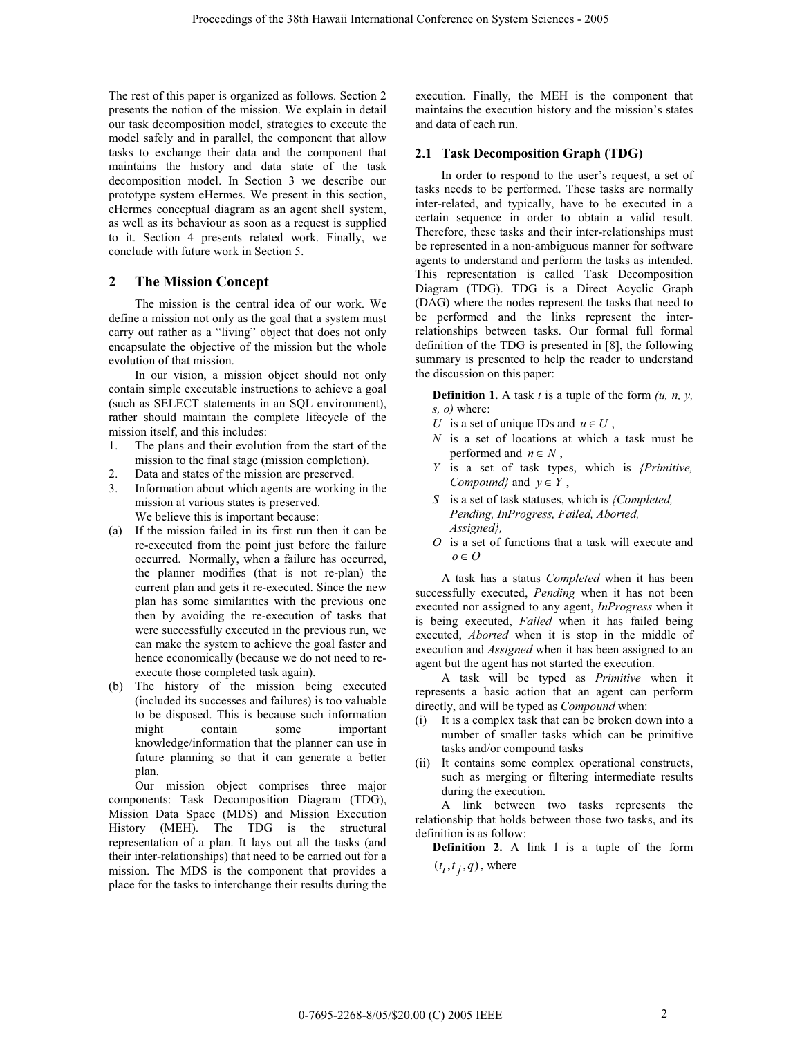The rest of this paper is organized as follows. Section 2 presents the notion of the mission. We explain in detail our task decomposition model, strategies to execute the model safely and in parallel, the component that allow tasks to exchange their data and the component that maintains the history and data state of the task decomposition model. In Section 3 we describe our prototype system eHermes. We present in this section, eHermes conceptual diagram as an agent shell system, as well as its behaviour as soon as a request is supplied to it. Section 4 presents related work. Finally, we conclude with future work in Section 5.

## 2 The Mission Concept

The mission is the central idea of our work. We define a mission not only as the goal that a system must carry out rather as a "living" object that does not only encapsulate the objective of the mission but the whole evolution of that mission.

In our vision, a mission object should not only contain simple executable instructions to achieve a goal (such as SELECT statements in an SQL environment), rather should maintain the complete lifecycle of the mission itself, and this includes:

1. The plans and their evolution from the start of the mission to the final stage (mission completion).
2. Data and states of the mission are preserved.
3. Information about which agents are working in the mission at various states is preserved.

We believe this is important because:

(a) If the mission failed in its first run then it can be re-executed from the point just before the failure occurred. Normally, when a failure has occurred, the planner modifies (that is not re-plan) the current plan and gets it re-executed. Since the new plan has some similarities with the previous one then by avoiding the re-execution of tasks that were successfully executed in the previous run, we can make the system to achieve the goal faster and hence economically (because we do not need to re-execute those completed task again).

(b) The history of the mission being executed (included its successes and failures) is too valuable to be disposed. This is because such information might contain some important knowledge/information that the planner can use in future planning so that it can generate a better plan.

Our mission object comprises three major components: Task Decomposition Diagram (TDG), Mission Data Space (MDS) and Mission Execution History (MEH). The TDG is the structural representation of a plan. It lays out all the tasks (and their inter-relationships) that need to be carried out for a mission. The MDS is the component that provides a place for the tasks to interchange their results during the execution. Finally, the MEH is the component that maintains the execution history and the mission's states and data of each run.

### 2.1 Task Decomposition Graph (TDG)

In order to respond to the user's request, a set of tasks needs to be performed. These tasks are normally inter-related, and typically, have to be executed in a certain sequence in order to obtain a valid result. Therefore, these tasks and their inter-relationships must be represented in a non-ambiguous manner for software agents to understand and perform the tasks as intended. This representation is called Task Decomposition Diagram (TDG). TDG is a Direct Acyclic Graph (DAG) where the nodes represent the tasks that need to be performed and the links represent the inter-relationships between tasks. Our formal full formal definition of the TDG is presented in [8], the following summary is presented to help the reader to understand the discussion on this paper:

**Definition 1.** A task $t$ is a tuple of the form *(u, n, y, s, o)* where:

- $U$ is a set of unique IDs and $u \in U$ ,
- $N$ is a set of locations at which a task must be performed and $n \in N$ ,
- $Y$ is a set of task types, which is *{Primitive, Compound}* and $y \in Y$ ,
- $S$ is a set of task statuses, which is *{Completed, Pending, InProgress, Failed, Aborted, Assigned}*,
- $O$ is a set of functions that a task will execute and $o \in O$

A task has a status *Completed* when it has been successfully executed, *Pending* when it has not been executed nor assigned to any agent, *InProgress* when it is being executed, *Failed* when it has failed being executed, *Aborted* when it is stop in the middle of execution and *Assigned* when it has been assigned to an agent but the agent has not started the execution.

A task will be typed as *Primitive* when it represents a basic action that an agent can perform directly, and will be typed as *Compound* when:

(i) It is a complex task that can be broken down into a number of smaller tasks which can be primitive tasks and/or compound tasks
(ii) It contains some complex operational constructs, such as merging or filtering intermediate results during the execution.

A link between two tasks represents the relationship that holds between those two tasks, and its definition is as follow:

**Definition 2.** A link l is a tuple of the form $(t_i, t_j, q)$, where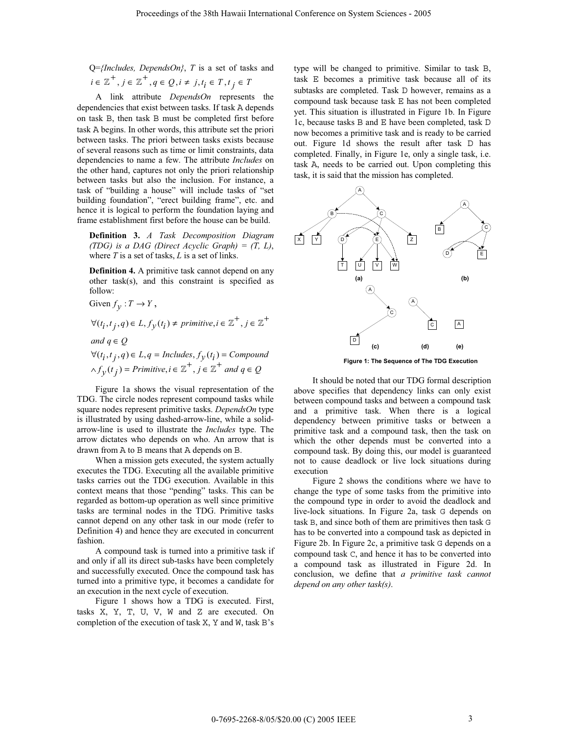Q={*Includes, DependsOn*}, $T$ is a set of tasks and $i \in \mathbb{Z}^+, j \in \mathbb{Z}^+, q \in Q, i \neq j, t_i \in T, t_j \in T$

A link attribute *DependsOn* represents the dependencies that exist between tasks. If task A depends on task B, then task B must be completed first before task A begins. In other words, this attribute set the priori between tasks. The priori between tasks exists because of several reasons such as time or limit constraints, data dependencies to name a few. The attribute *Includes* on the other hand, captures not only the priori relationship between tasks but also the inclusion. For instance, a task of "building a house" will include tasks of "set building foundation", "erect building frame", etc. and hence it is logical to perform the foundation laying and frame establishment first before the house can be build.

**Definition 3.** *A Task Decomposition Diagram (TDG) is a DAG (Direct Acyclic Graph) = (T, L),* where *T* is a set of tasks, *L* is a set of links.

**Definition 4.** A primitive task cannot depend on any other task(s), and this constraint is specified as follow:

Given $f_y : T \rightarrow Y$,

$$\forall (t_i, t_j, q) \in L, f_y(t_i) \neq primitive, i \in \mathbb{Z}^+, j \in \mathbb{Z}^+$$

$$and\ q \in Q$$

$$\forall (t_i, t_j, q) \in L, q = Includes, f_y(t_i) = Compound$$
$$\wedge f_y(t_j) = Primitive, i \in \mathbb{Z}^+, j \in \mathbb{Z}^+\ and\ q \in Q$$

Figure 1a shows the visual representation of the TDG. The circle nodes represent compound tasks while square nodes represent primitive tasks. *DependsOn* type is illustrated by using dashed-arrow-line, while a solid-arrow-line is used to illustrate the *Includes* type. The arrow dictates who depends on who. An arrow that is drawn from A to B means that A depends on B.

When a mission gets executed, the system actually executes the TDG. Executing all the available primitive tasks carries out the TDG execution. Available in this context means that those "pending" tasks. This can be regarded as bottom-up operation as well since primitive tasks are terminal nodes in the TDG. Primitive tasks cannot depend on any other task in our mode (refer to Definition 4) and hence they are executed in concurrent fashion.

A compound task is turned into a primitive task if and only if all its direct sub-tasks have been completely and successfully executed. Once the compound task has turned into a primitive type, it becomes a candidate for an execution in the next cycle of execution.

Figure 1 shows how a TDG is executed. First, tasks X, Y, T, U, V, W and Z are executed. On completion of the execution of task X, Y and W, task B's type will be changed to primitive. Similar to task B, task E becomes a primitive task because all of its subtasks are completed. Task D however, remains as a compound task because task E has not been completed yet. This situation is illustrated in Figure 1b. In Figure 1c, because tasks B and E have been completed, task D now becomes a primitive task and is ready to be carried out. Figure 1d shows the result after task D has completed. Finally, in Figure 1e, only a single task, i.e. task A, needs to be carried out. Upon completing this task, it is said that the mission has completed.

**Figure 1: The Sequence of The TDG Execution**

It should be noted that our TDG formal description above specifies that dependency links can only exist between compound tasks and between a compound task and a primitive task. When there is a logical dependency between primitive tasks or between a primitive task and a compound task, then the task on which the other depends must be converted into a compound task. By doing this, our model is guaranteed not to cause deadlock or live lock situations during execution

Figure 2 shows the conditions where we have to change the type of some tasks from the primitive into the compound type in order to avoid the deadlock and live-lock situations. In Figure 2a, task G depends on task B, and since both of them are primitives then task G has to be converted into a compound task as depicted in Figure 2b. In Figure 2c, a primitive task G depends on a compound task C, and hence it has to be converted into a compound task as illustrated in Figure 2d. In conclusion, we define that *a primitive task cannot depend on any other task(s)*.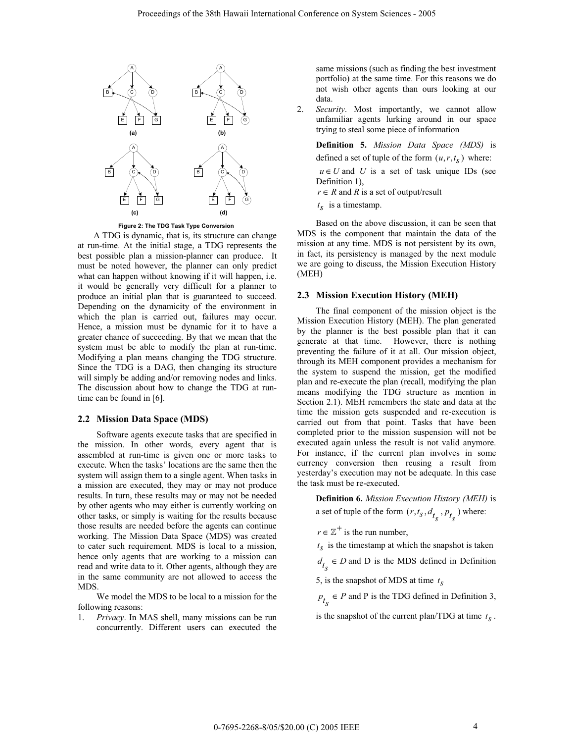Figure 2: The TDG Task Type Conversion

A TDG is dynamic, that is, its structure can change at run-time. At the initial stage, a TDG represents the best possible plan a mission-planner can produce. It must be noted however, the planner can only predict what can happen without knowing if it will happen, i.e. it would be generally very difficult for a planner to produce an initial plan that is guaranteed to succeed. Depending on the dynamicity of the environment in which the plan is carried out, failures may occur. Hence, a mission must be dynamic for it to have a greater chance of succeeding. By that we mean that the system must be able to modify the plan at run-time. Modifying a plan means changing the TDG structure. Since the TDG is a DAG, then changing its structure will simply be adding and/or removing nodes and links. The discussion about how to change the TDG at run-time can be found in [6].

## 2.2 Mission Data Space (MDS)

Software agents execute tasks that are specified in the mission. In other words, every agent that is assembled at run-time is given one or more tasks to execute. When the tasks' locations are the same then the system will assign them to a single agent. When tasks in a mission are executed, they may or may not produce results. In turn, these results may or may not be needed by other agents who may either is currently working on other tasks, or simply is waiting for the results because those results are needed before the agents can continue working. The Mission Data Space (MDS) was created to cater such requirement. MDS is local to a mission, hence only agents that are working to a mission can read and write data to it. Other agents, although they are in the same community are not allowed to access the MDS.

We model the MDS to be local to a mission for the following reasons:

1. *Privacy*. In MAS shell, many missions can be run concurrently. Different users can executed the same missions (such as finding the best investment portfolio) at the same time. For this reasons we do not wish other agents than ours looking at our data.
2. *Security*. Most importantly, we cannot allow unfamiliar agents lurking around in our space trying to steal some piece of information

**Definition 5.** *Mission Data Space (MDS)* is defined a set of tuple of the form $(u, r, t_S)$ where:

$u \in U$ and $U$ is a set of task unique IDs (see Definition 1),

$r \in R$ and $R$ is a set of output/result

$t_S$ is a timestamp.

Based on the above discussion, it can be seen that MDS is the component that maintain the data of the mission at any time. MDS is not persistent by its own, in fact, its persistency is managed by the next module we are going to discuss, the Mission Execution History (MEH)

## 2.3 Mission Execution History (MEH)

The final component of the mission object is the Mission Execution History (MEH). The plan generated by the planner is the best possible plan that it can generate at that time. However, there is nothing preventing the failure of it at all. Our mission object, through its MEH component provides a mechanism for the system to suspend the mission, get the modified plan and re-execute the plan (recall, modifying the plan means modifying the TDG structure as mention in Section 2.1). MEH remembers the state and data at the time the mission gets suspended and re-execution is carried out from that point. Tasks that have been completed prior to the mission suspension will not be executed again unless the result is not valid anymore. For instance, if the current plan involves in some currency conversion then reusing a result from yesterday's execution may not be adequate. In this case the task must be re-executed.

**Definition 6.** *Mission Execution History (MEH)* is a set of tuple of the form $(r, t_S, d_{t_S}, p_{t_S})$ where:

$r \in \mathbb{Z}^{+}$ is the run number,

$t_S$ is the timestamp at which the snapshot is taken

$d_{t_S} \in D$ and D is the MDS defined in Definition 5, is the snapshot of MDS at time $t_S$

$p_{t_S} \in P$ and P is the TDG defined in Definition 3, is the snapshot of the current plan/TDG at time $t_S$.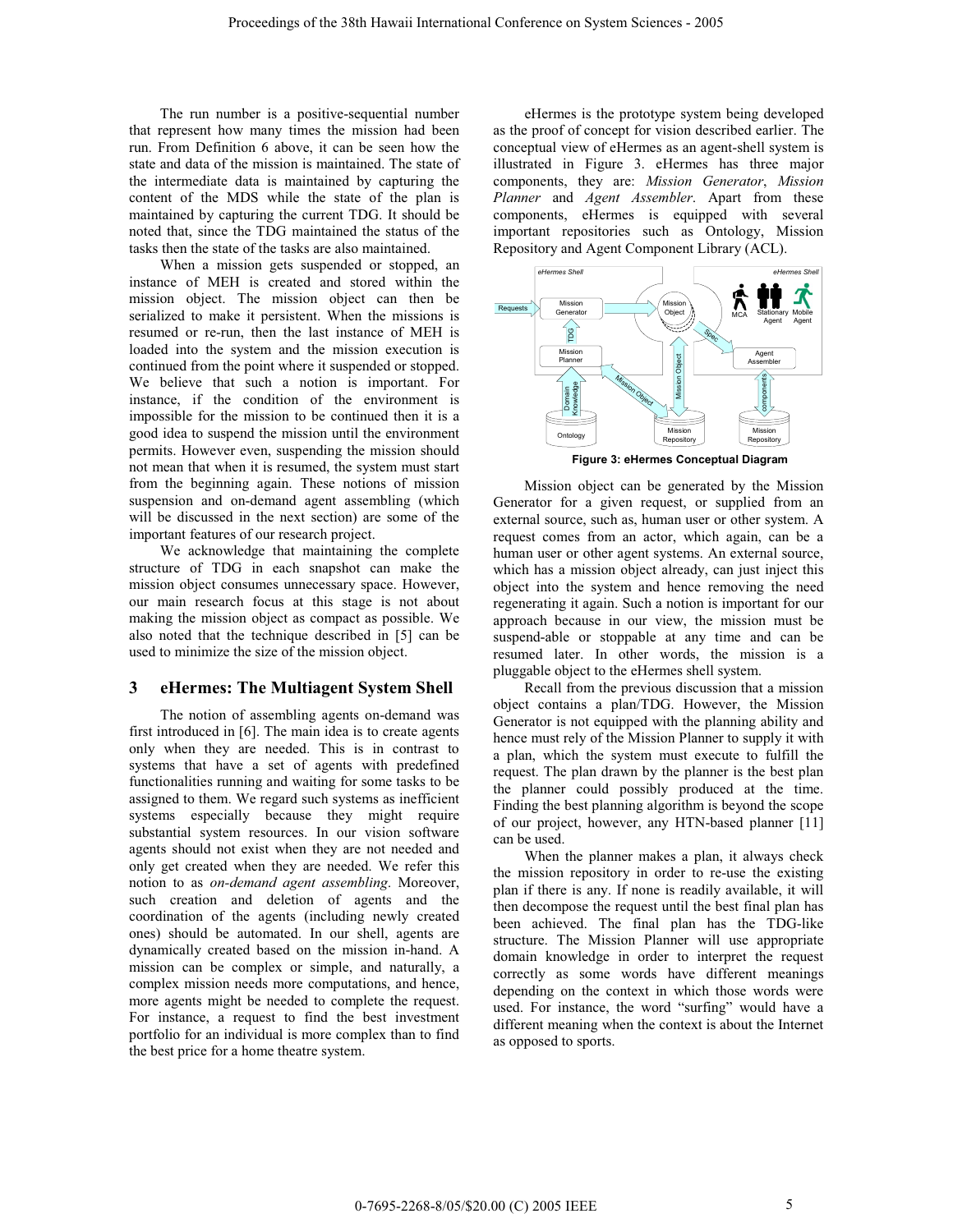The run number is a positive-sequential number that represent how many times the mission had been run. From Definition 6 above, it can be seen how the state and data of the mission is maintained. The state of the intermediate data is maintained by capturing the content of the MDS while the state of the plan is maintained by capturing the current TDG. It should be noted that, since the TDG maintained the status of the tasks then the state of the tasks are also maintained.

When a mission gets suspended or stopped, an instance of MEH is created and stored within the mission object. The mission object can then be serialized to make it persistent. When the missions is resumed or re-run, then the last instance of MEH is loaded into the system and the mission execution is continued from the point where it suspended or stopped. We believe that such a notion is important. For instance, if the condition of the environment is impossible for the mission to be continued then it is a good idea to suspend the mission until the environment permits. However even, suspending the mission should not mean that when it is resumed, the system must start from the beginning again. These notions of mission suspension and on-demand agent assembling (which will be discussed in the next section) are some of the important features of our research project.

We acknowledge that maintaining the complete structure of TDG in each snapshot can make the mission object consumes unnecessary space. However, our main research focus at this stage is not about making the mission object as compact as possible. We also noted that the technique described in [5] can be used to minimize the size of the mission object.

## 3 eHermes: The Multiagent System Shell

The notion of assembling agents on-demand was first introduced in [6]. The main idea is to create agents only when they are needed. This is in contrast to systems that have a set of agents with predefined functionalities running and waiting for some tasks to be assigned to them. We regard such systems as inefficient systems especially because they might require substantial system resources. In our vision software agents should not exist when they are not needed and only get created when they are needed. We refer this notion to as *on-demand agent assembling*. Moreover, such creation and deletion of agents and the coordination of the agents (including newly created ones) should be automated. In our shell, agents are dynamically created based on the mission in-hand. A mission can be complex or simple, and naturally, a complex mission needs more computations, and hence, more agents might be needed to complete the request. For instance, a request to find the best investment portfolio for an individual is more complex than to find the best price for a home theatre system.

eHermes is the prototype system being developed as the proof of concept for vision described earlier. The conceptual view of eHermes as an agent-shell system is illustrated in Figure 3. eHermes has three major components, they are: *Mission Generator*, *Mission Planner* and *Agent Assembler*. Apart from these components, eHermes is equipped with several important repositories such as Ontology, Mission Repository and Agent Component Library (ACL).

**Figure 3: eHermes Conceptual Diagram**

Mission object can be generated by the Mission Generator for a given request, or supplied from an external source, such as, human user or other system. A request comes from an actor, which again, can be a human user or other agent systems. An external source, which has a mission object already, can just inject this object into the system and hence removing the need regenerating it again. Such a notion is important for our approach because in our view, the mission must be suspend-able or stoppable at any time and can be resumed later. In other words, the mission is a pluggable object to the eHermes shell system.

Recall from the previous discussion that a mission object contains a plan/TDG. However, the Mission Generator is not equipped with the planning ability and hence must rely of the Mission Planner to supply it with a plan, which the system must execute to fulfill the request. The plan drawn by the planner is the best plan the planner could possibly produced at the time. Finding the best planning algorithm is beyond the scope of our project, however, any HTN-based planner [11] can be used.

When the planner makes a plan, it always check the mission repository in order to re-use the existing plan if there is any. If none is readily available, it will then decompose the request until the best final plan has been achieved. The final plan has the TDG-like structure. The Mission Planner will use appropriate domain knowledge in order to interpret the request correctly as some words have different meanings depending on the context in which those words were used. For instance, the word "surfing" would have a different meaning when the context is about the Internet as opposed to sports.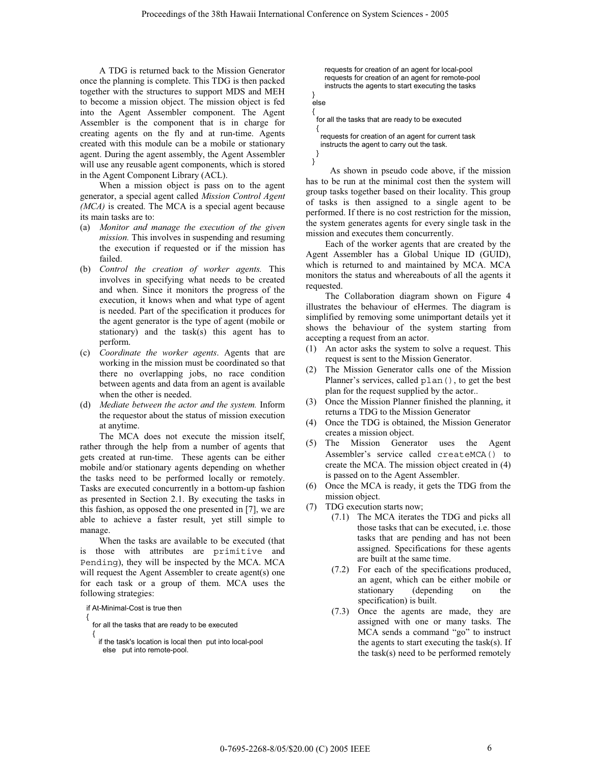A TDG is returned back to the Mission Generator once the planning is complete. This TDG is then packed together with the structures to support MDS and MEH to become a mission object. The mission object is fed into the Agent Assembler component. The Agent Assembler is the component that is in charge for creating agents on the fly and at run-time. Agents created with this module can be a mobile or stationary agent. During the agent assembly, the Agent Assembler will use any reusable agent components, which is stored in the Agent Component Library (ACL).

When a mission object is pass on to the agent generator, a special agent called *Mission Control Agent (MCA)* is created. The MCA is a special agent because its main tasks are to:

(a) *Monitor and manage the execution of the given mission.* This involves in suspending and resuming the execution if requested or if the mission has failed.

(b) *Control the creation of worker agents.* This involves in specifying what needs to be created and when. Since it monitors the progress of the execution, it knows when and what type of agent is needed. Part of the specification it produces for the agent generator is the type of agent (mobile or stationary) and the task(s) this agent has to perform.

(c) *Coordinate the worker agents*. Agents that are working in the mission must be coordinated so that there no overlapping jobs, no race condition between agents and data from an agent is available when the other is needed.

(d) *Mediate between the actor and the system.* Inform the requestor about the status of mission execution at anytime.

The MCA does not execute the mission itself, rather through the help from a number of agents that gets created at run-time. These agents can be either mobile and/or stationary agents depending on whether the tasks need to be performed locally or remotely. Tasks are executed concurrently in a bottom-up fashion as presented in Section 2.1. By executing the tasks in this fashion, as opposed the one presented in [7], we are able to achieve a faster result, yet still simple to manage.

When the tasks are available to be executed (that is those with attributes are `primitive` and `Pending`), they will be inspected by the MCA. MCA will request the Agent Assembler to create agent(s) one for each task or a group of them. MCA uses the following strategies:

```
if At-Minimal-Cost is true then
{
  for all the tasks that are ready to be executed
  {
    if the task's location is local then  put into local-pool
      else   put into remote-pool.
    requests for creation of an agent for local-pool
    requests for creation of an agent for remote-pool
    instructs the agents to start executing the tasks
}
else
{
  for all the tasks that are ready to be executed
  {
    requests for creation of an agent for current task
    instructs the agent to carry out the task.
  }
}
```

As shown in pseudo code above, if the mission has to be run at the minimal cost then the system will group tasks together based on their locality. This group of tasks is then assigned to a single agent to be performed. If there is no cost restriction for the mission, the system generates agents for every single task in the mission and executes them concurrently.

Each of the worker agents that are created by the Agent Assembler has a Global Unique ID (GUID), which is returned to and maintained by MCA. MCA monitors the status and whereabouts of all the agents it requested.

The Collaboration diagram shown on Figure 4 illustrates the behaviour of eHermes. The diagram is simplified by removing some unimportant details yet it shows the behaviour of the system starting from accepting a request from an actor.

(1) An actor asks the system to solve a request. This request is sent to the Mission Generator.

(2) The Mission Generator calls one of the Mission Planner's services, called `plan()`, to get the best plan for the request supplied by the actor..

(3) Once the Mission Planner finished the planning, it returns a TDG to the Mission Generator

(4) Once the TDG is obtained, the Mission Generator creates a mission object.

(5) The Mission Generator uses the Agent Assembler's service called `createMCA()` to create the MCA. The mission object created in (4) is passed on to the Agent Assembler.

(6) Once the MCA is ready, it gets the TDG from the mission object.

(7) TDG execution starts now;

   (7.1) The MCA iterates the TDG and picks all those tasks that can be executed, i.e. those tasks that are pending and has not been assigned. Specifications for these agents are built at the same time.

   (7.2) For each of the specifications produced, an agent, which can be either mobile or stationary (depending on the specification) is built.

   (7.3) Once the agents are made, they are assigned with one or many tasks. The MCA sends a command "go" to instruct the agents to start executing the task(s). If the task(s) need to be performed remotely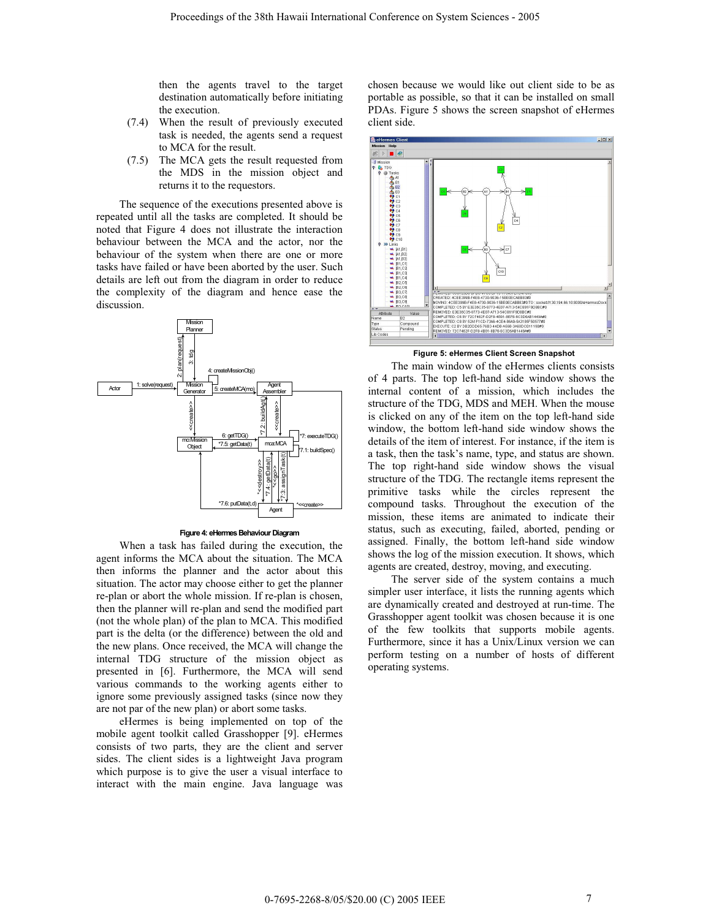then the agents travel to the target destination automatically before initiating the execution.

(7.4) When the result of previously executed task is needed, the agents send a request to MCA for the result.

(7.5) The MCA gets the result requested from the MDS in the mission object and returns it to the requestors.

The sequence of the executions presented above is repeated until all the tasks are completed. It should be noted that Figure 4 does not illustrate the interaction behaviour between the MCA and the actor, nor the behaviour of the system when there are one or more tasks have failed or have been aborted by the user. Such details are left out from the diagram in order to reduce the complexity of the diagram and hence ease the discussion.

**Figure 4: eHermes Behaviour Diagram**

When a task has failed during the execution, the agent informs the MCA about the situation. The MCA then informs the planner and the actor about this situation. The actor may choose either to get the planner re-plan or abort the whole mission. If re-plan is chosen, then the planner will re-plan and send the modified part (not the whole plan) of the plan to MCA. This modified part is the delta (or the difference) between the old and the new plans. Once received, the MCA will change the internal TDG structure of the mission object as presented in [6]. Furthermore, the MCA will send various commands to the working agents either to ignore some previously assigned tasks (since now they are not par of the new plan) or abort some tasks.

eHermes is being implemented on top of the mobile agent toolkit called Grasshopper [9]. eHermes consists of two parts, they are the client and server sides. The client sides is a lightweight Java program which purpose is to give the user a visual interface to interact with the main engine. Java language was chosen because we would like out client side to be as portable as possible, so that it can be installed on small PDAs. Figure 5 shows the screen snapshot of eHermes client side.

**Figure 5: eHermes Client Screen Snapshot**

The main window of the eHermes clients consists of 4 parts. The top left-hand side window shows the internal content of a mission, which includes the structure of the TDG, MDS and MEH. When the mouse is clicked on any of the item on the top left-hand side window, the bottom left-hand side window shows the details of the item of interest. For instance, if the item is a task, then the task's name, type, and status are shown. The top right-hand side window shows the visual structure of the TDG. The rectangle items represent the primitive tasks while the circles represent the compound tasks. Throughout the execution of the mission, these items are animated to indicate their status, such as executing, failed, aborted, pending or assigned. Finally, the bottom left-hand side window shows the log of the mission execution. It shows, which agents are created, destroy, moving, and executing.

The server side of the system contains a much simpler user interface, it lists the running agents which are dynamically created and destroyed at run-time. The Grasshopper agent toolkit was chosen because it is one of the few toolkits that supports mobile agents. Furthermore, since it has a Unix/Linux version we can perform testing on a number of hosts of different operating systems.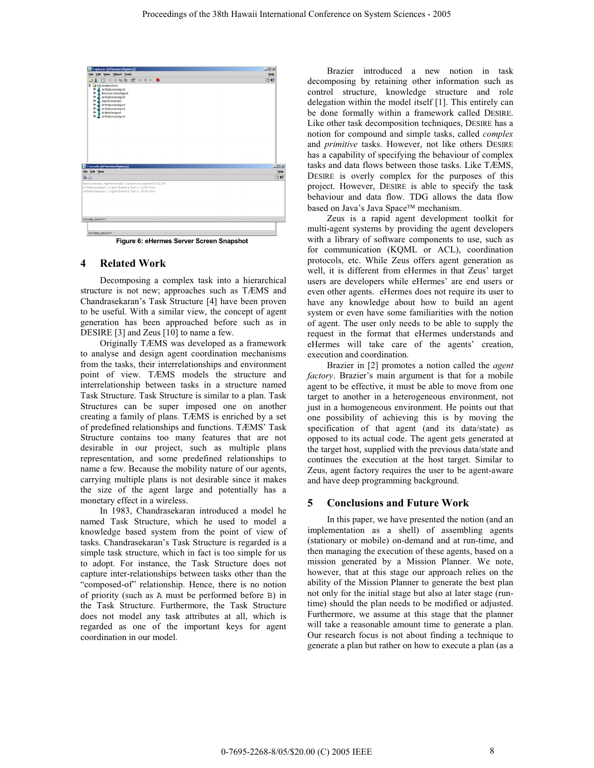Figure 6: eHermes Server Screen Snapshot

## 4 Related Work

Decomposing a complex task into a hierarchical structure is not new; approaches such as TÆMS and Chandrasekaran's Task Structure [4] have been proven to be useful. With a similar view, the concept of agent generation has been approached before such as in DESIRE [3] and Zeus [10] to name a few.

Originally TÆMS was developed as a framework to analyse and design agent coordination mechanisms from the tasks, their interrelationships and environment point of view. TÆMS models the structure and interrelationship between tasks in a structure named Task Structure. Task Structure is similar to a plan. Task Structures can be super imposed one on another creating a family of plans. TÆMS is enriched by a set of predefined relationships and functions. TÆMS' Task Structure contains too many features that are not desirable in our project, such as multiple plans representation, and some predefined relationships to name a few. Because the mobility nature of our agents, carrying multiple plans is not desirable since it makes the size of the agent large and potentially has a monetary effect in a wireless.

In 1983, Chandrasekaran introduced a model he named Task Structure, which he used to model a knowledge based system from the point of view of tasks. Chandrasekaran's Task Structure is regarded is a simple task structure, which in fact is too simple for us to adopt. For instance, the Task Structure does not capture inter-relationships between tasks other than the "composed-of" relationship. Hence, there is no notion of priority (such as A must be performed before B) in the Task Structure. Furthermore, the Task Structure does not model any task attributes at all, which is regarded as one of the important keys for agent coordination in our model.

Brazier introduced a new notion in task decomposing by retaining other information such as control structure, knowledge structure and role delegation within the model itself [1]. This entirely can be done formally within a framework called DESIRE. Like other task decomposition techniques, DESIRE has a notion for compound and simple tasks, called *complex* and *primitive* tasks. However, not like others DESIRE has a capability of specifying the behaviour of complex tasks and data flows between those tasks. Like TÆMS, DESIRE is overly complex for the purposes of this project. However, DESIRE is able to specify the task behaviour and data flow. TDG allows the data flow based on Java's Java Space™ mechanism.

Zeus is a rapid agent development toolkit for multi-agent systems by providing the agent developers with a library of software components to use, such as for communication (KQML or ACL), coordination protocols, etc. While Zeus offers agent generation as well, it is different from eHermes in that Zeus' target users are developers while eHermes' are end users or even other agents. eHermes does not require its user to have any knowledge about how to build an agent system or even have some familiarities with the notion of agent. The user only needs to be able to supply the request in the format that eHermes understands and eHermes will take care of the agents' creation, execution and coordination.

Brazier in [2] promotes a notion called the *agent factory*. Brazier's main argument is that for a mobile agent to be effective, it must be able to move from one target to another in a heterogeneous environment, not just in a homogeneous environment. He points out that one possibility of achieving this is by moving the specification of that agent (and its data/state) as opposed to its actual code. The agent gets generated at the target host, supplied with the previous data/state and continues the execution at the host target. Similar to Zeus, agent factory requires the user to be agent-aware and have deep programming background.

## 5 Conclusions and Future Work

In this paper, we have presented the notion (and an implementation as a shell) of assembling agents (stationary or mobile) on-demand and at run-time, and then managing the execution of these agents, based on a mission generated by a Mission Planner. We note, however, that at this stage our approach relies on the ability of the Mission Planner to generate the best plan not only for the initial stage but also at later stage (run-time) should the plan needs to be modified or adjusted. Furthermore, we assume at this stage that the planner will take a reasonable amount time to generate a plan. Our research focus is not about finding a technique to generate a plan but rather on how to execute a plan (as a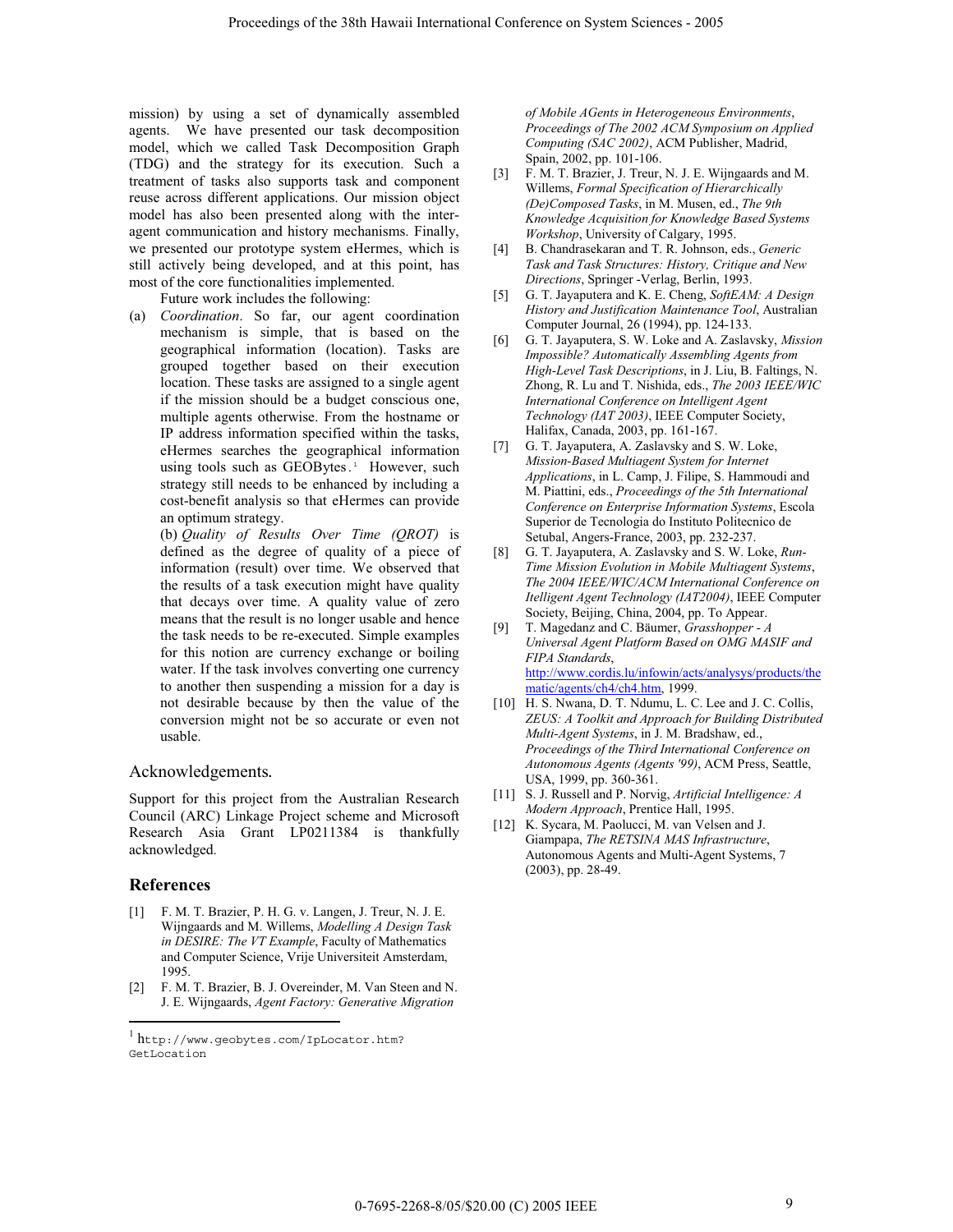mission) by using a set of dynamically assembled agents. We have presented our task decomposition model, which we called Task Decomposition Graph (TDG) and the strategy for its execution. Such a treatment of tasks also supports task and component reuse across different applications. Our mission object model has also been presented along with the inter-agent communication and history mechanisms. Finally, we presented our prototype system eHermes, which is still actively being developed, and at this point, has most of the core functionalities implemented.

Future work includes the following:

(a) *Coordination*. So far, our agent coordination mechanism is simple, that is based on the geographical information (location). Tasks are grouped together based on their execution location. These tasks are assigned to a single agent if the mission should be a budget conscious one, multiple agents otherwise. From the hostname or IP address information specified within the tasks, eHermes searches the geographical information using tools such as GEOBytes.[1] However, such strategy still needs to be enhanced by including a cost-benefit analysis so that eHermes can provide an optimum strategy.

(b) *Quality of Results Over Time (QROT)* is defined as the degree of quality of a piece of information (result) over time. We observed that the results of a task execution might have quality that decays over time. A quality value of zero means that the result is no longer usable and hence the task needs to be re-executed. Simple examples for this notion are currency exchange or boiling water. If the task involves converting one currency to another then suspending a mission for a day is not desirable because by then the value of the conversion might not be so accurate or even not usable.

## Acknowledgements.

Support for this project from the Australian Research Council (ARC) Linkage Project scheme and Microsoft Research Asia Grant LP0211384 is thankfully acknowledged.

## References

[1] F. M. T. Brazier, P. H. G. v. Langen, J. Treur, N. J. E. Wijngaards and M. Willems, *Modelling A Design Task in DESIRE: The VT Example*, Faculty of Mathematics and Computer Science, Vrije Universiteit Amsterdam, 1995.

[2] F. M. T. Brazier, B. J. Overeinder, M. Van Steen and N. J. E. Wijngaards, *Agent Factory: Generative Migration of Mobile AGents in Heterogeneous Environments*, *Proceedings of The 2002 ACM Symposium on Applied Computing (SAC 2002)*, ACM Publisher, Madrid, Spain, 2002, pp. 101-106.

[3] F. M. T. Brazier, J. Treur, N. J. E. Wijngaards and M. Willems, *Formal Specification of Hierarchically (De)Composed Tasks*, in M. Musen, ed., *The 9th Knowledge Acquisition for Knowledge Based Systems Workshop*, University of Calgary, 1995.

[4] B. Chandrasekaran and T. R. Johnson, eds., *Generic Task and Task Structures: History, Critique and New Directions*, Springer -Verlag, Berlin, 1993.

[5] G. T. Jayaputera and K. E. Cheng, *SoftEAM: A Design History and Justification Maintenance Tool*, Australian Computer Journal, 26 (1994), pp. 124-133.

[6] G. T. Jayaputera, S. W. Loke and A. Zaslavsky, *Mission Impossible? Automatically Assembling Agents from High-Level Task Descriptions*, in J. Liu, B. Faltings, N. Zhong, R. Lu and T. Nishida, eds., *The 2003 IEEE/WIC International Conference on Intelligent Agent Technology (IAT 2003)*, IEEE Computer Society, Halifax, Canada, 2003, pp. 161-167.

[7] G. T. Jayaputera, A. Zaslavsky and S. W. Loke, *Mission-Based Multiagent System for Internet Applications*, in L. Camp, J. Filipe, S. Hammoudi and M. Piattini, eds., *Proceedings of the 5th International Conference on Enterprise Information Systems*, Escola Superior de Tecnologia do Instituto Politecnico de Setubal, Angers-France, 2003, pp. 232-237.

[8] G. T. Jayaputera, A. Zaslavsky and S. W. Loke, *Run-Time Mission Evolution in Mobile Multiagent Systems*, *The 2004 IEEE/WIC/ACM International Conference on Itelligent Agent Technology (IAT2004)*, IEEE Computer Society, Beijing, China, 2004, pp. To Appear.

[9] T. Magedanz and C. Bäumer, *Grasshopper - A Universal Agent Platform Based on OMG MASIF and FIPA Standards*, http://www.cordis.lu/infowin/acts/analysys/products/thematic/agents/ch4/ch4.htm, 1999.

[10] H. S. Nwana, D. T. Ndumu, L. C. Lee and J. C. Collis, *ZEUS: A Toolkit and Approach for Building Distributed Multi-Agent Systems*, in J. M. Bradshaw, ed., *Proceedings of the Third International Conference on Autonomous Agents (Agents '99)*, ACM Press, Seattle, USA, 1999, pp. 360-361.

[11] S. J. Russell and P. Norvig, *Artificial Intelligence: A Modern Approach*, Prentice Hall, 1995.

[12] K. Sycara, M. Paolucci, M. van Velsen and J. Giampapa, *The RETSINA MAS Infrastructure*, Autonomous Agents and Multi-Agent Systems, 7 (2003), pp. 28-49.

---

[1] http://www.geobytes.com/IpLocator.htm?GetLocation